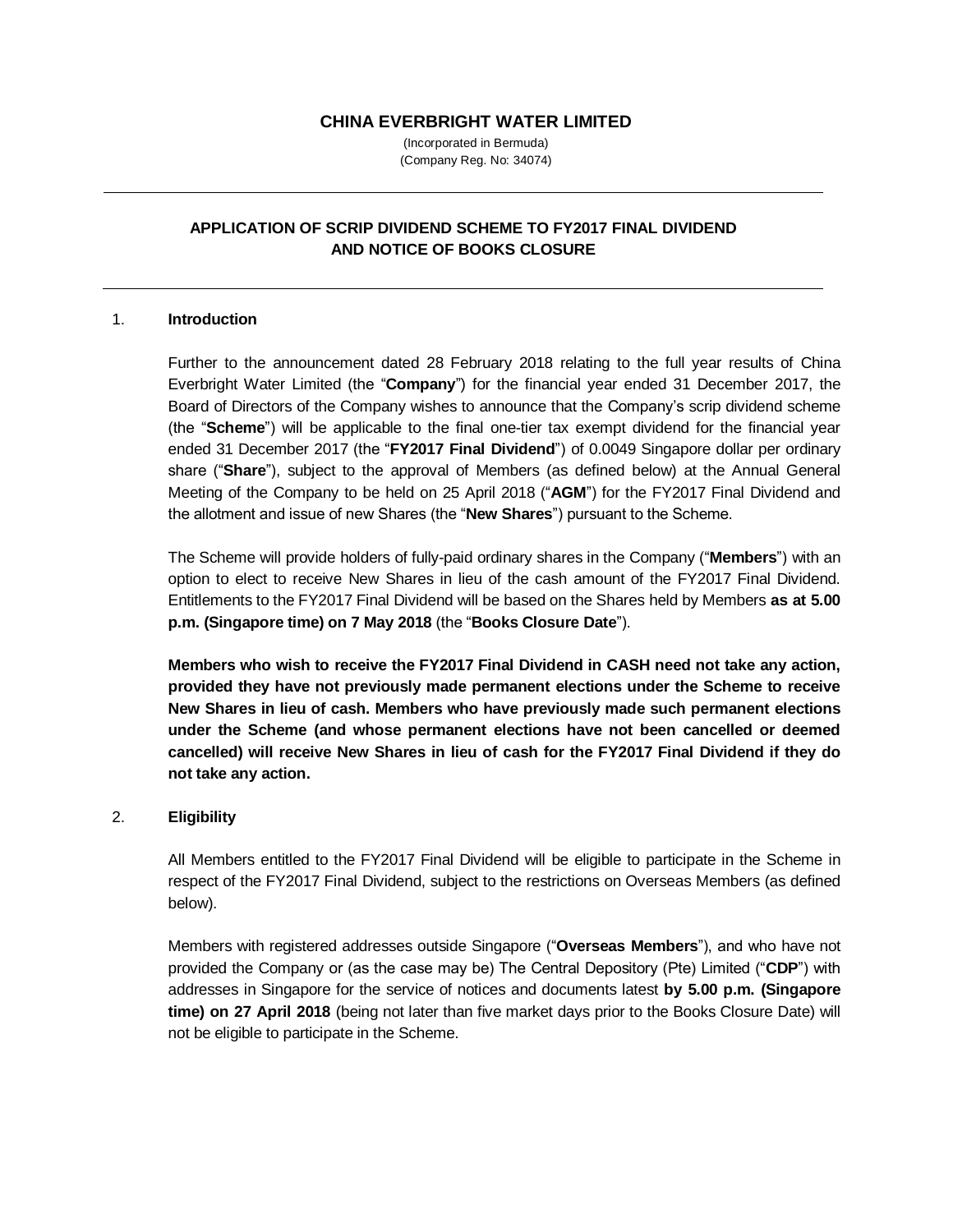# CHINA EVERBRIGHT WATER LIMITED

(Incorporated in Bermuda)
(Company Reg. No: 34074)

---

## APPLICATION OF SCRIP DIVIDEND SCHEME TO FY2017 FINAL DIVIDEND AND NOTICE OF BOOKS CLOSURE

---

### 1. Introduction

Further to the announcement dated 28 February 2018 relating to the full year results of China Everbright Water Limited (the "**Company**") for the financial year ended 31 December 2017, the Board of Directors of the Company wishes to announce that the Company's scrip dividend scheme (the "**Scheme**") will be applicable to the final one-tier tax exempt dividend for the financial year ended 31 December 2017 (the "**FY2017 Final Dividend**") of 0.0049 Singapore dollar per ordinary share ("**Share**"), subject to the approval of Members (as defined below) at the Annual General Meeting of the Company to be held on 25 April 2018 ("**AGM**") for the FY2017 Final Dividend and the allotment and issue of new Shares (the "**New Shares**") pursuant to the Scheme.

The Scheme will provide holders of fully-paid ordinary shares in the Company ("**Members**") with an option to elect to receive New Shares in lieu of the cash amount of the FY2017 Final Dividend. Entitlements to the FY2017 Final Dividend will be based on the Shares held by Members **as at 5.00 p.m. (Singapore time) on 7 May 2018** (the "**Books Closure Date**").

**Members who wish to receive the FY2017 Final Dividend in CASH need not take any action, provided they have not previously made permanent elections under the Scheme to receive New Shares in lieu of cash. Members who have previously made such permanent elections under the Scheme (and whose permanent elections have not been cancelled or deemed cancelled) will receive New Shares in lieu of cash for the FY2017 Final Dividend if they do not take any action.**

### 2. Eligibility

All Members entitled to the FY2017 Final Dividend will be eligible to participate in the Scheme in respect of the FY2017 Final Dividend, subject to the restrictions on Overseas Members (as defined below).

Members with registered addresses outside Singapore ("**Overseas Members**"), and who have not provided the Company or (as the case may be) The Central Depository (Pte) Limited ("**CDP**") with addresses in Singapore for the service of notices and documents latest **by 5.00 p.m. (Singapore time) on 27 April 2018** (being not later than five market days prior to the Books Closure Date) will not be eligible to participate in the Scheme.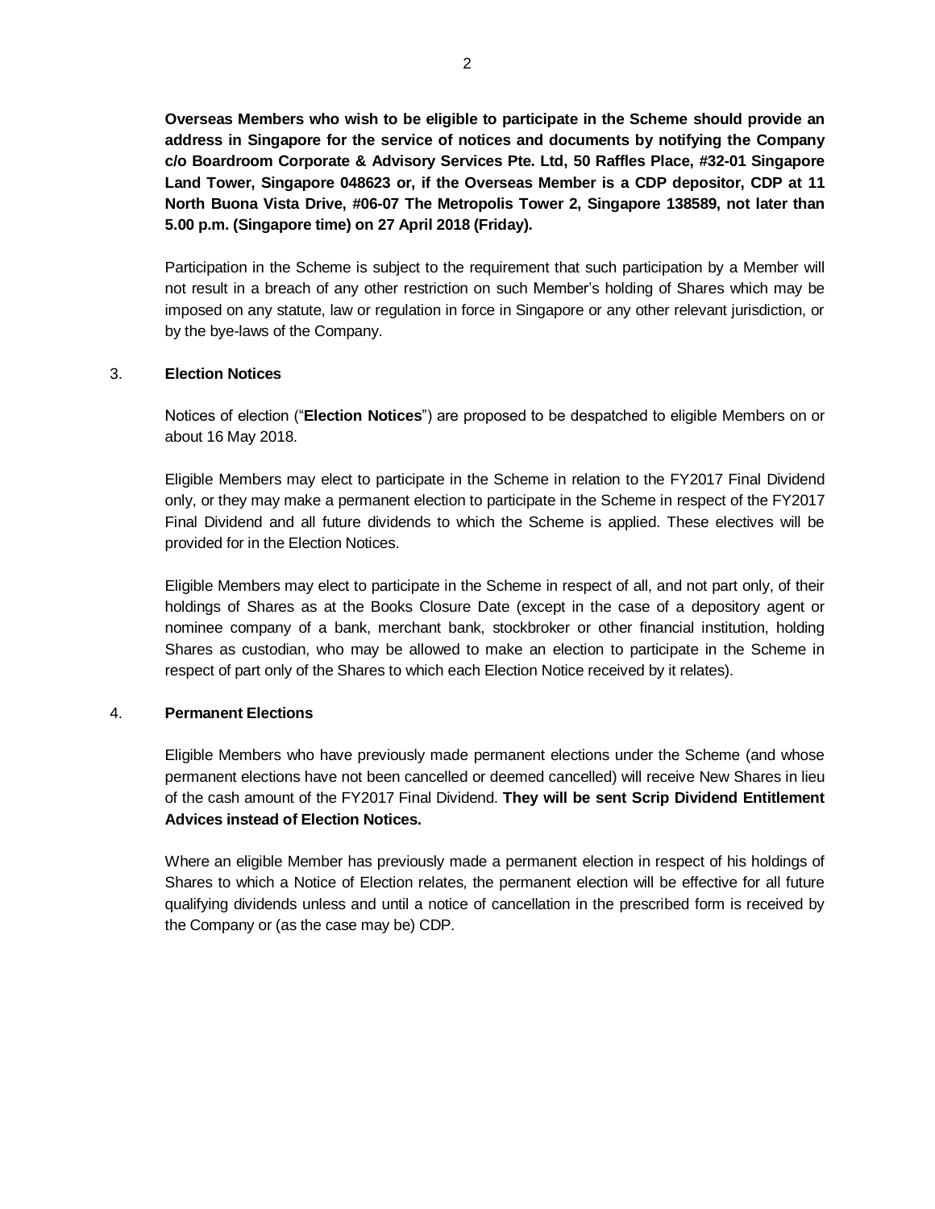**Overseas Members who wish to be eligible to participate in the Scheme should provide an address in Singapore for the service of notices and documents by notifying the Company c/o Boardroom Corporate & Advisory Services Pte. Ltd, 50 Raffles Place, #32-01 Singapore Land Tower, Singapore 048623 or, if the Overseas Member is a CDP depositor, CDP at 11 North Buona Vista Drive, #06-07 The Metropolis Tower 2, Singapore 138589, not later than 5.00 p.m. (Singapore time) on 27 April 2018 (Friday).**

Participation in the Scheme is subject to the requirement that such participation by a Member will not result in a breach of any other restriction on such Member's holding of Shares which may be imposed on any statute, law or regulation in force in Singapore or any other relevant jurisdiction, or by the bye-laws of the Company.

3. **Election Notices**

Notices of election ("**Election Notices**") are proposed to be despatched to eligible Members on or about 16 May 2018.

Eligible Members may elect to participate in the Scheme in relation to the FY2017 Final Dividend only, or they may make a permanent election to participate in the Scheme in respect of the FY2017 Final Dividend and all future dividends to which the Scheme is applied. These electives will be provided for in the Election Notices.

Eligible Members may elect to participate in the Scheme in respect of all, and not part only, of their holdings of Shares as at the Books Closure Date (except in the case of a depository agent or nominee company of a bank, merchant bank, stockbroker or other financial institution, holding Shares as custodian, who may be allowed to make an election to participate in the Scheme in respect of part only of the Shares to which each Election Notice received by it relates).

4. **Permanent Elections**

Eligible Members who have previously made permanent elections under the Scheme (and whose permanent elections have not been cancelled or deemed cancelled) will receive New Shares in lieu of the cash amount of the FY2017 Final Dividend. **They will be sent Scrip Dividend Entitlement Advices instead of Election Notices.**

Where an eligible Member has previously made a permanent election in respect of his holdings of Shares to which a Notice of Election relates, the permanent election will be effective for all future qualifying dividends unless and until a notice of cancellation in the prescribed form is received by the Company or (as the case may be) CDP.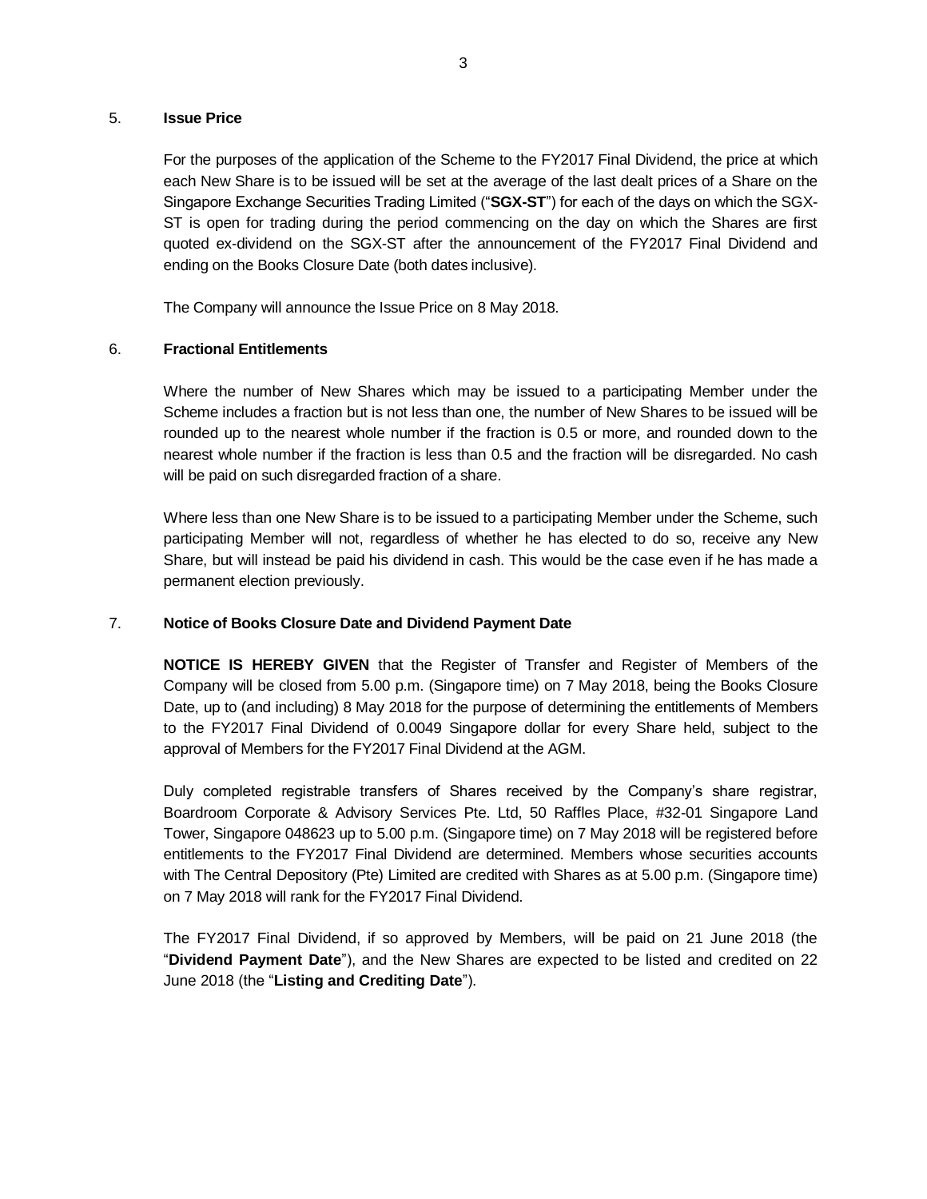5. **Issue Price**

   For the purposes of the application of the Scheme to the FY2017 Final Dividend, the price at which each New Share is to be issued will be set at the average of the last dealt prices of a Share on the Singapore Exchange Securities Trading Limited ("**SGX-ST**") for each of the days on which the SGX-ST is open for trading during the period commencing on the day on which the Shares are first quoted ex-dividend on the SGX-ST after the announcement of the FY2017 Final Dividend and ending on the Books Closure Date (both dates inclusive).

   The Company will announce the Issue Price on 8 May 2018.

6. **Fractional Entitlements**

   Where the number of New Shares which may be issued to a participating Member under the Scheme includes a fraction but is not less than one, the number of New Shares to be issued will be rounded up to the nearest whole number if the fraction is 0.5 or more, and rounded down to the nearest whole number if the fraction is less than 0.5 and the fraction will be disregarded. No cash will be paid on such disregarded fraction of a share.

   Where less than one New Share is to be issued to a participating Member under the Scheme, such participating Member will not, regardless of whether he has elected to do so, receive any New Share, but will instead be paid his dividend in cash. This would be the case even if he has made a permanent election previously.

7. **Notice of Books Closure Date and Dividend Payment Date**

   **NOTICE IS HEREBY GIVEN** that the Register of Transfer and Register of Members of the Company will be closed from 5.00 p.m. (Singapore time) on 7 May 2018, being the Books Closure Date, up to (and including) 8 May 2018 for the purpose of determining the entitlements of Members to the FY2017 Final Dividend of 0.0049 Singapore dollar for every Share held, subject to the approval of Members for the FY2017 Final Dividend at the AGM.

   Duly completed registrable transfers of Shares received by the Company's share registrar, Boardroom Corporate & Advisory Services Pte. Ltd, 50 Raffles Place, #32-01 Singapore Land Tower, Singapore 048623 up to 5.00 p.m. (Singapore time) on 7 May 2018 will be registered before entitlements to the FY2017 Final Dividend are determined. Members whose securities accounts with The Central Depository (Pte) Limited are credited with Shares as at 5.00 p.m. (Singapore time) on 7 May 2018 will rank for the FY2017 Final Dividend.

   The FY2017 Final Dividend, if so approved by Members, will be paid on 21 June 2018 (the "**Dividend Payment Date**"), and the New Shares are expected to be listed and credited on 22 June 2018 (the "**Listing and Crediting Date**").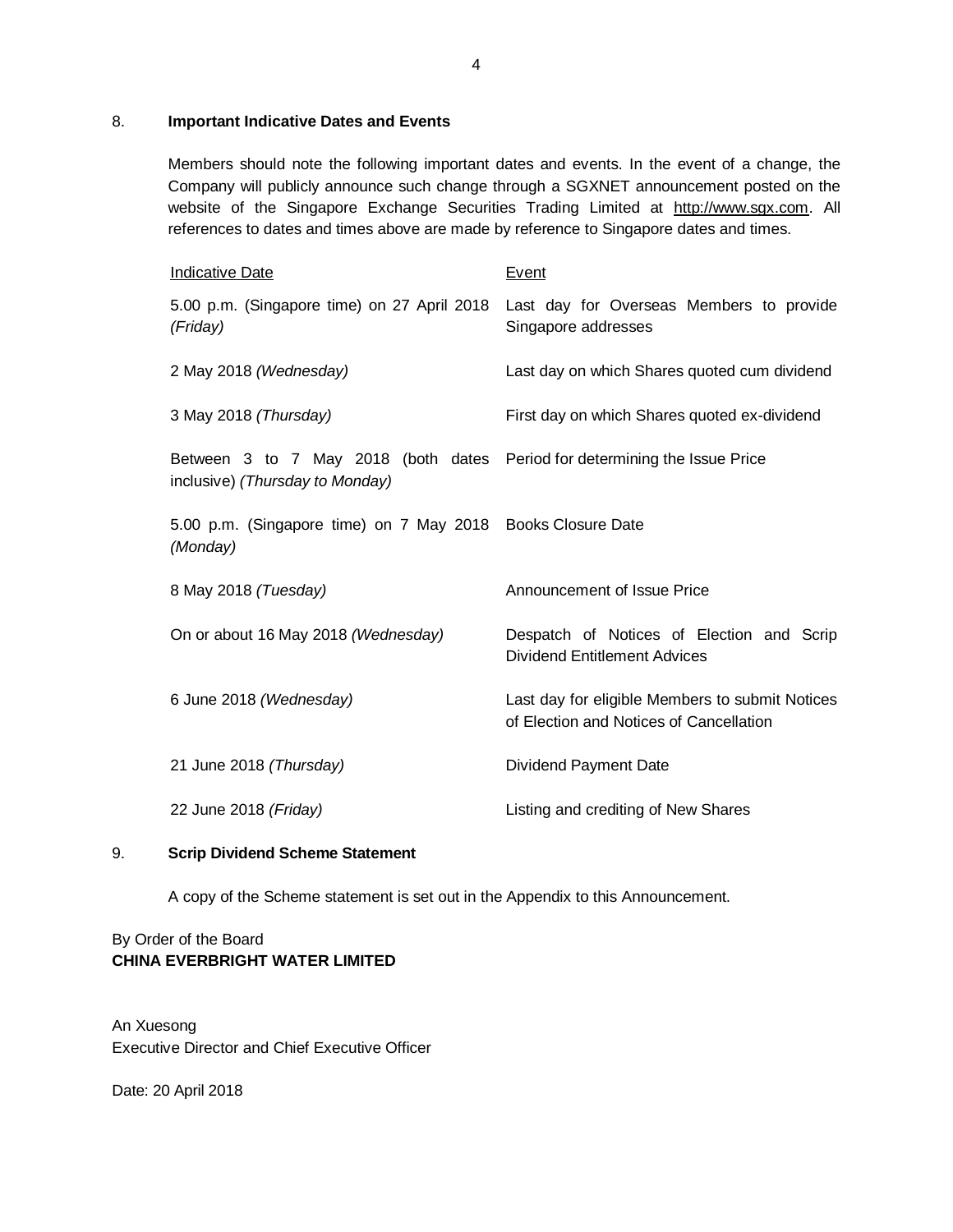## 8. Important Indicative Dates and Events

Members should note the following important dates and events. In the event of a change, the Company will publicly announce such change through a SGXNET announcement posted on the website of the Singapore Exchange Securities Trading Limited at http://www.sgx.com. All references to dates and times above are made by reference to Singapore dates and times.

| Indicative Date | Event |
|---|---|
| 5.00 p.m. (Singapore time) on 27 April 2018 *(Friday)* | Last day for Overseas Members to provide Singapore addresses |
| 2 May 2018 *(Wednesday)* | Last day on which Shares quoted cum dividend |
| 3 May 2018 *(Thursday)* | First day on which Shares quoted ex-dividend |
| Between 3 to 7 May 2018 (both dates inclusive) *(Thursday to Monday)* | Period for determining the Issue Price |
| 5.00 p.m. (Singapore time) on 7 May 2018 *(Monday)* | Books Closure Date |
| 8 May 2018 *(Tuesday)* | Announcement of Issue Price |
| On or about 16 May 2018 *(Wednesday)* | Despatch of Notices of Election and Scrip Dividend Entitlement Advices |
| 6 June 2018 *(Wednesday)* | Last day for eligible Members to submit Notices of Election and Notices of Cancellation |
| 21 June 2018 *(Thursday)* | Dividend Payment Date |
| 22 June 2018 *(Friday)* | Listing and crediting of New Shares |

## 9. Scrip Dividend Scheme Statement

A copy of the Scheme statement is set out in the Appendix to this Announcement.

By Order of the Board
**CHINA EVERBRIGHT WATER LIMITED**

An Xuesong
Executive Director and Chief Executive Officer

Date: 20 April 2018